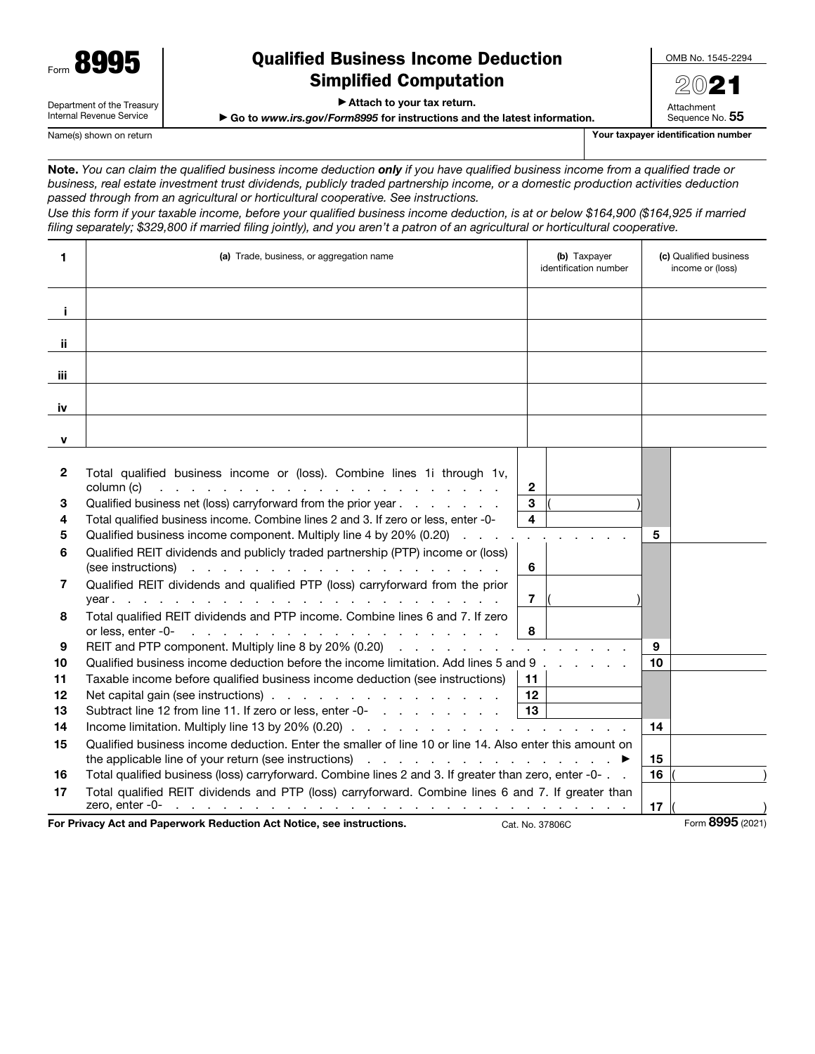Form **8995**

Department of the Treasury
Internal Revenue Service

# Qualified Business Income Deduction Simplified Computation

▶ Attach to your tax return.

▶ Go to *www.irs.gov/Form8995* for instructions and the latest information.

OMB No. 1545-2294

**2021**

Attachment Sequence No. **55**

Name(s) shown on return | **Your taxpayer identification number**

**Note.** *You can claim the qualified business income deduction* ***only*** *if you have qualified business income from a qualified trade or business, real estate investment trust dividends, publicly traded partnership income, or a domestic production activities deduction passed through from an agricultural or horticultural cooperative. See instructions.*

*Use this form if your taxable income, before your qualified business income deduction, is at or below $164,900 ($164,925 if married filing separately; $329,800 if married filing jointly), and you aren't a patron of an agricultural or horticultural cooperative.*

| 1 | (a) Trade, business, or aggregation name | (b) Taxpayer identification number | (c) Qualified business income or (loss) |
|---|---|---|---|
| i | | | |
| ii | | | |
| iii | | | |
| iv | | | |
| v | | | |

| | | | | | |
|---|---|---|---|---|---|
| 2 | Total qualified business income or (loss). Combine lines 1i through 1v, column (c) | 2 | | | |
| 3 | Qualified business net (loss) carryforward from the prior year | 3 | ( ) | | |
| 4 | Total qualified business income. Combine lines 2 and 3. If zero or less, enter -0- | 4 | | | |
| 5 | Qualified business income component. Multiply line 4 by 20% (0.20) | | | 5 | |
| 6 | Qualified REIT dividends and publicly traded partnership (PTP) income or (loss) (see instructions) | 6 | | | |
| 7 | Qualified REIT dividends and qualified PTP (loss) carryforward from the prior year | 7 | ( ) | | |
| 8 | Total qualified REIT dividends and PTP income. Combine lines 6 and 7. If zero or less, enter -0- | 8 | | | |
| 9 | REIT and PTP component. Multiply line 8 by 20% (0.20) | | | 9 | |
| 10 | Qualified business income deduction before the income limitation. Add lines 5 and 9 | | | 10 | |
| 11 | Taxable income before qualified business income deduction (see instructions) | 11 | | | |
| 12 | Net capital gain (see instructions) | 12 | | | |
| 13 | Subtract line 12 from line 11. If zero or less, enter -0- | 13 | | | |
| 14 | Income limitation. Multiply line 13 by 20% (0.20) | | | 14 | |
| 15 | Qualified business income deduction. Enter the smaller of line 10 or line 14. Also enter this amount on the applicable line of your return (see instructions) ▶ | | | 15 | |
| 16 | Total qualified business (loss) carryforward. Combine lines 2 and 3. If greater than zero, enter -0- | | | 16 | ( ) |
| 17 | Total qualified REIT dividends and PTP (loss) carryforward. Combine lines 6 and 7. If greater than zero, enter -0- | | | 17 | ( ) |

**For Privacy Act and Paperwork Reduction Act Notice, see instructions.** Cat. No. 37806C Form **8995** (2021)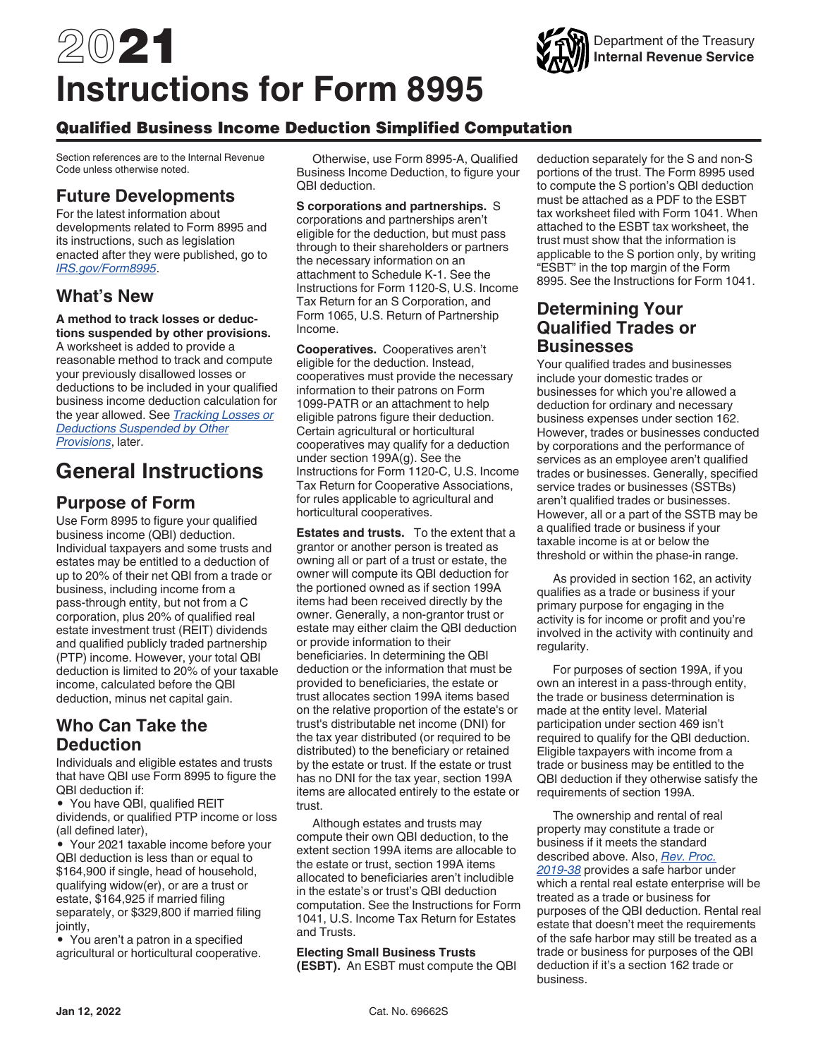# 2021 Instructions for Form 8995

## Qualified Business Income Deduction Simplified Computation

Section references are to the Internal Revenue Code unless otherwise noted.

## Future Developments

For the latest information about developments related to Form 8995 and its instructions, such as legislation enacted after they were published, go to *IRS.gov/Form8995*.

## What's New

**A method to track losses or deductions suspended by other provisions.** A worksheet is added to provide a reasonable method to track and compute your previously disallowed losses or deductions to be included in your qualified business income deduction calculation for the year allowed. See *Tracking Losses or Deductions Suspended by Other Provisions*, later.

# General Instructions

## Purpose of Form

Use Form 8995 to figure your qualified business income (QBI) deduction. Individual taxpayers and some trusts and estates may be entitled to a deduction of up to 20% of their net QBI from a trade or business, including income from a pass-through entity, but not from a C corporation, plus 20% of qualified real estate investment trust (REIT) dividends and qualified publicly traded partnership (PTP) income. However, your total QBI deduction is limited to 20% of your taxable income, calculated before the QBI deduction, minus net capital gain.

## Who Can Take the Deduction

Individuals and eligible estates and trusts that have QBI use Form 8995 to figure the QBI deduction if:

- You have QBI, qualified REIT dividends, or qualified PTP income or loss (all defined later),
- Your 2021 taxable income before your QBI deduction is less than or equal to $164,900 if single, head of household, qualifying widow(er), or are a trust or estate, $164,925 if married filing separately, or $329,800 if married filing jointly,
- You aren't a patron in a specified agricultural or horticultural cooperative.

Otherwise, use Form 8995-A, Qualified Business Income Deduction, to figure your QBI deduction.

**S corporations and partnerships.** S corporations and partnerships aren't eligible for the deduction, but must pass through to their shareholders or partners the necessary information on an attachment to Schedule K-1. See the Instructions for Form 1120-S, U.S. Income Tax Return for an S Corporation, and Form 1065, U.S. Return of Partnership Income.

**Cooperatives.** Cooperatives aren't eligible for the deduction. Instead, cooperatives must provide the necessary information to their patrons on Form 1099-PATR or an attachment to help eligible patrons figure their deduction. Certain agricultural or horticultural cooperatives may qualify for a deduction under section 199A(g). See the Instructions for Form 1120-C, U.S. Income Tax Return for Cooperative Associations, for rules applicable to agricultural and horticultural cooperatives.

**Estates and trusts.** To the extent that a grantor or another person is treated as owning all or part of a trust or estate, the owner will compute its QBI deduction for the portioned owned as if section 199A items had been received directly by the owner. Generally, a non-grantor trust or estate may either claim the QBI deduction or provide information to their beneficiaries. In determining the QBI deduction or the information that must be provided to beneficiaries, the estate or trust allocates section 199A items based on the relative proportion of the estate's or trust's distributable net income (DNI) for the tax year distributed (or required to be distributed) to the beneficiary or retained by the estate or trust. If the estate or trust has no DNI for the tax year, section 199A items are allocated entirely to the estate or trust.

Although estates and trusts may compute their own QBI deduction, to the extent section 199A items are allocable to the estate or trust, section 199A items allocated to beneficiaries aren't includible in the estate's or trust's QBI deduction computation. See the Instructions for Form 1041, U.S. Income Tax Return for Estates and Trusts.

**Electing Small Business Trusts (ESBT).** An ESBT must compute the QBI deduction separately for the S and non-S portions of the trust. The Form 8995 used to compute the S portion's QBI deduction must be attached as a PDF to the ESBT tax worksheet filed with Form 1041. When attached to the ESBT tax worksheet, the trust must show that the information is applicable to the S portion only, by writing "ESBT" in the top margin of the Form 8995. See the Instructions for Form 1041.

## Determining Your Qualified Trades or Businesses

Your qualified trades and businesses include your domestic trades or businesses for which you're allowed a deduction for ordinary and necessary business expenses under section 162. However, trades or businesses conducted by corporations and the performance of services as an employee aren't qualified trades or businesses. Generally, specified service trades or businesses (SSTBs) aren't qualified trades or businesses. However, all or a part of the SSTB may be a qualified trade or business if your taxable income is at or below the threshold or within the phase-in range.

As provided in section 162, an activity qualifies as a trade or business if your primary purpose for engaging in the activity is for income or profit and you're involved in the activity with continuity and regularity.

For purposes of section 199A, if you own an interest in a pass-through entity, the trade or business determination is made at the entity level. Material participation under section 469 isn't required to qualify for the QBI deduction. Eligible taxpayers with income from a trade or business may be entitled to the QBI deduction if they otherwise satisfy the requirements of section 199A.

The ownership and rental of real property may constitute a trade or business if it meets the standard described above. Also, *Rev. Proc. 2019-38* provides a safe harbor under which a rental real estate enterprise will be treated as a trade or business for purposes of the QBI deduction. Rental real estate that doesn't meet the requirements of the safe harbor may still be treated as a trade or business for purposes of the QBI deduction if it's a section 162 trade or business.

Jan 12, 2022 Cat. No. 69662S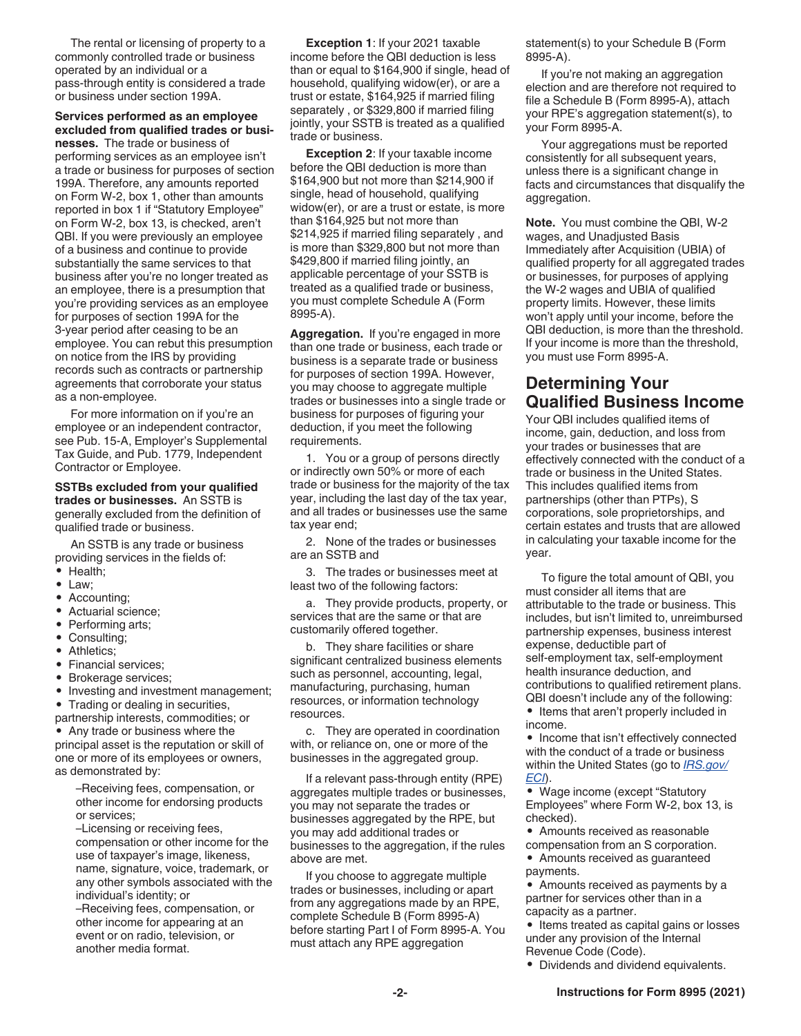The rental or licensing of property to a commonly controlled trade or business operated by an individual or a pass-through entity is considered a trade or business under section 199A.

**Services performed as an employee excluded from qualified trades or businesses.** The trade or business of performing services as an employee isn't a trade or business for purposes of section 199A. Therefore, any amounts reported on Form W-2, box 1, other than amounts reported in box 1 if "Statutory Employee" on Form W-2, box 13, is checked, aren't QBI. If you were previously an employee of a business and continue to provide substantially the same services to that business after you're no longer treated as an employee, there is a presumption that you're providing services as an employee for purposes of section 199A for the 3-year period after ceasing to be an employee. You can rebut this presumption on notice from the IRS by providing records such as contracts or partnership agreements that corroborate your status as a non-employee.

For more information on if you're an employee or an independent contractor, see Pub. 15-A, Employer's Supplemental Tax Guide, and Pub. 1779, Independent Contractor or Employee.

**SSTBs excluded from your qualified trades or businesses.** An SSTB is generally excluded from the definition of qualified trade or business.

An SSTB is any trade or business providing services in the fields of:

- Health;
- Law;
- Accounting;
- Actuarial science;
- Performing arts;
- Consulting;
- Athletics;
- Financial services;
- Brokerage services;
- Investing and investment management;
- Trading or dealing in securities, partnership interests, commodities; or
- Any trade or business where the principal asset is the reputation or skill of one or more of its employees or owners, as demonstrated by:
  - –Receiving fees, compensation, or other income for endorsing products or services;
  - –Licensing or receiving fees, compensation or other income for the use of taxpayer's image, likeness, name, signature, voice, trademark, or any other symbols associated with the individual's identity; or
  - –Receiving fees, compensation, or other income for appearing at an event or on radio, television, or another media format.

**Exception 1**: If your 2021 taxable income before the QBI deduction is less than or equal to $164,900 if single, head of household, qualifying widow(er), or are a trust or estate, $164,925 if married filing separately , or $329,800 if married filing jointly, your SSTB is treated as a qualified trade or business.

**Exception 2**: If your taxable income before the QBI deduction is more than $164,900 but not more than $214,900 if single, head of household, qualifying widow(er), or are a trust or estate, is more than $164,925 but not more than $214,925 if married filing separately , and is more than $329,800 but not more than $429,800 if married filing jointly, an applicable percentage of your SSTB is treated as a qualified trade or business, you must complete Schedule A (Form 8995-A).

**Aggregation.** If you're engaged in more than one trade or business, each trade or business is a separate trade or business for purposes of section 199A. However, you may choose to aggregate multiple trades or businesses into a single trade or business for purposes of figuring your deduction, if you meet the following requirements.

1. You or a group of persons directly or indirectly own 50% or more of each trade or business for the majority of the tax year, including the last day of the tax year, and all trades or businesses use the same tax year end;

2. None of the trades or businesses are an SSTB and

3. The trades or businesses meet at least two of the following factors:

a. They provide products, property, or services that are the same or that are customarily offered together.

b. They share facilities or share significant centralized business elements such as personnel, accounting, legal, manufacturing, purchasing, human resources, or information technology resources.

c. They are operated in coordination with, or reliance on, one or more of the businesses in the aggregated group.

If a relevant pass-through entity (RPE) aggregates multiple trades or businesses, you may not separate the trades or businesses aggregated by the RPE, but you may add additional trades or businesses to the aggregation, if the rules above are met.

If you choose to aggregate multiple trades or businesses, including or apart from any aggregations made by an RPE, complete Schedule B (Form 8995-A) before starting Part I of Form 8995-A. You must attach any RPE aggregation statement(s) to your Schedule B (Form 8995-A).

If you're not making an aggregation election and are therefore not required to file a Schedule B (Form 8995-A), attach your RPE's aggregation statement(s), to your Form 8995-A.

Your aggregations must be reported consistently for all subsequent years, unless there is a significant change in facts and circumstances that disqualify the aggregation.

**Note.** You must combine the QBI, W-2 wages, and Unadjusted Basis Immediately after Acquisition (UBIA) of qualified property for all aggregated trades or businesses, for purposes of applying the W-2 wages and UBIA of qualified property limits. However, these limits won't apply until your income, before the QBI deduction, is more than the threshold. If your income is more than the threshold, you must use Form 8995-A.

## Determining Your Qualified Business Income

Your QBI includes qualified items of income, gain, deduction, and loss from your trades or businesses that are effectively connected with the conduct of a trade or business in the United States. This includes qualified items from partnerships (other than PTPs), S corporations, sole proprietorships, and certain estates and trusts that are allowed in calculating your taxable income for the year.

To figure the total amount of QBI, you must consider all items that are attributable to the trade or business. This includes, but isn't limited to, unreimbursed partnership expenses, business interest expense, deductible part of self-employment tax, self-employment health insurance deduction, and contributions to qualified retirement plans. QBI doesn't include any of the following:

- Items that aren't properly included in income.
- Income that isn't effectively connected with the conduct of a trade or business within the United States (go to *IRS.gov/ECI*).
- Wage income (except "Statutory Employees" where Form W-2, box 13, is checked).
- Amounts received as reasonable compensation from an S corporation.
- Amounts received as guaranteed payments.
- Amounts received as payments by a partner for services other than in a capacity as a partner.
- Items treated as capital gains or losses under any provision of the Internal Revenue Code (Code).
- Dividends and dividend equivalents.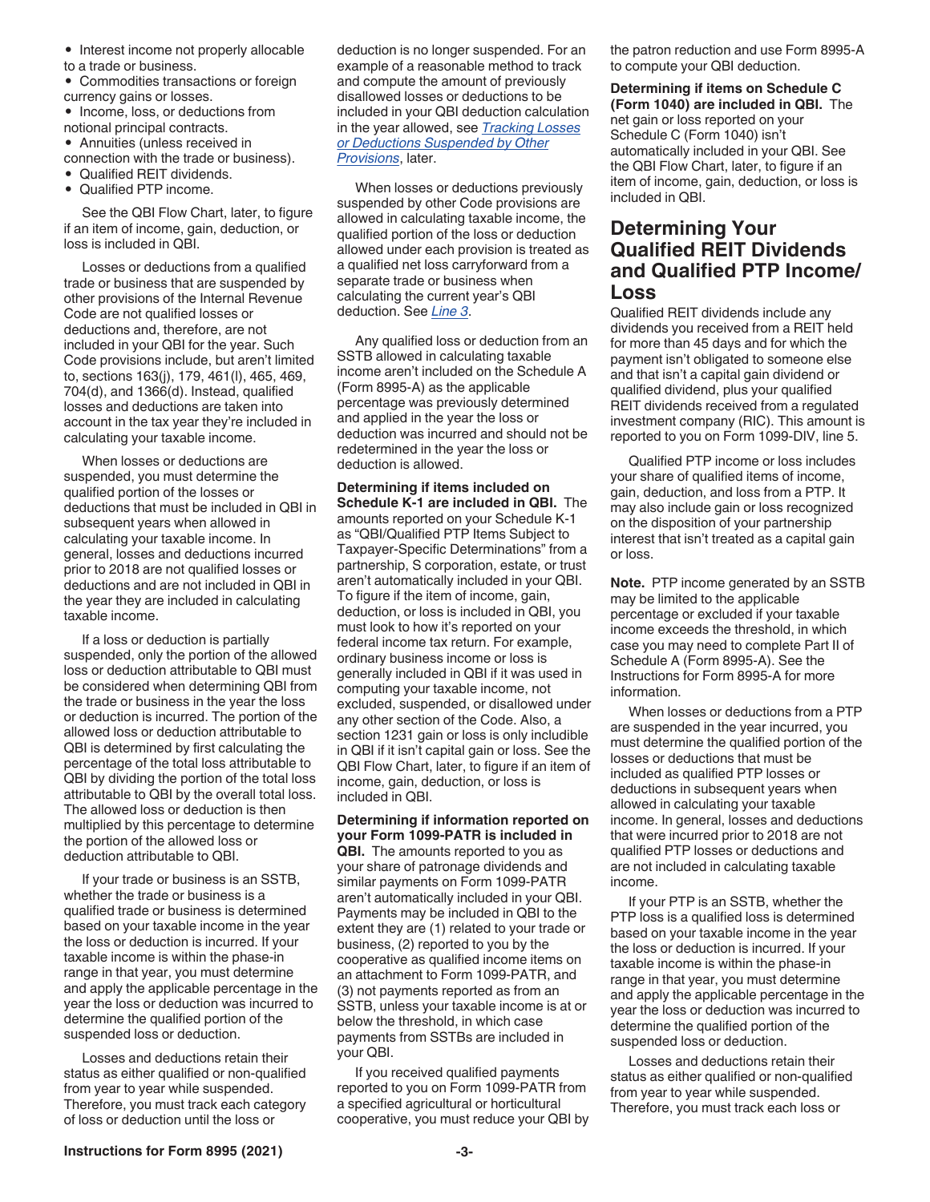- Interest income not properly allocable to a trade or business.
- Commodities transactions or foreign currency gains or losses.
- Income, loss, or deductions from notional principal contracts.
- Annuities (unless received in connection with the trade or business).
- Qualified REIT dividends.
- Qualified PTP income.

See the QBI Flow Chart, later, to figure if an item of income, gain, deduction, or loss is included in QBI.

Losses or deductions from a qualified trade or business that are suspended by other provisions of the Internal Revenue Code are not qualified losses or deductions and, therefore, are not included in your QBI for the year. Such Code provisions include, but aren't limited to, sections 163(j), 179, 461(l), 465, 469, 704(d), and 1366(d). Instead, qualified losses and deductions are taken into account in the tax year they're included in calculating your taxable income.

When losses or deductions are suspended, you must determine the qualified portion of the losses or deductions that must be included in QBI in subsequent years when allowed in calculating your taxable income. In general, losses and deductions incurred prior to 2018 are not qualified losses or deductions and are not included in QBI in the year they are included in calculating taxable income.

If a loss or deduction is partially suspended, only the portion of the allowed loss or deduction attributable to QBI must be considered when determining QBI from the trade or business in the year the loss or deduction is incurred. The portion of the allowed loss or deduction attributable to QBI is determined by first calculating the percentage of the total loss attributable to QBI by dividing the portion of the total loss attributable to QBI by the overall total loss. The allowed loss or deduction is then multiplied by this percentage to determine the portion of the allowed loss or deduction attributable to QBI.

If your trade or business is an SSTB, whether the trade or business is a qualified trade or business is determined based on your taxable income in the year the loss or deduction is incurred. If your taxable income is within the phase-in range in that year, you must determine and apply the applicable percentage in the year the loss or deduction was incurred to determine the qualified portion of the suspended loss or deduction.

Losses and deductions retain their status as either qualified or non-qualified from year to year while suspended. Therefore, you must track each category of loss or deduction until the loss or deduction is no longer suspended. For an example of a reasonable method to track and compute the amount of previously disallowed losses or deductions to be included in your QBI deduction calculation in the year allowed, see *Tracking Losses or Deductions Suspended by Other Provisions*, later.

When losses or deductions previously suspended by other Code provisions are allowed in calculating taxable income, the qualified portion of the loss or deduction allowed under each provision is treated as a qualified net loss carryforward from a separate trade or business when calculating the current year's QBI deduction. See *Line 3*.

Any qualified loss or deduction from an SSTB allowed in calculating taxable income aren't included on the Schedule A (Form 8995-A) as the applicable percentage was previously determined and applied in the year the loss or deduction was incurred and should not be redetermined in the year the loss or deduction is allowed.

**Determining if items included on Schedule K-1 are included in QBI.** The amounts reported on your Schedule K-1 as "QBI/Qualified PTP Items Subject to Taxpayer-Specific Determinations" from a partnership, S corporation, estate, or trust aren't automatically included in your QBI. To figure if the item of income, gain, deduction, or loss is included in QBI, you must look to how it's reported on your federal income tax return. For example, ordinary business income or loss is generally included in QBI if it was used in computing your taxable income, not excluded, suspended, or disallowed under any other section of the Code. Also, a section 1231 gain or loss is only includible in QBI if it isn't capital gain or loss. See the QBI Flow Chart, later, to figure if an item of income, gain, deduction, or loss is included in QBI.

**Determining if information reported on your Form 1099-PATR is included in QBI.** The amounts reported to you as your share of patronage dividends and similar payments on Form 1099-PATR aren't automatically included in your QBI. Payments may be included in QBI to the extent they are (1) related to your trade or business, (2) reported to you by the cooperative as qualified income items on an attachment to Form 1099-PATR, and (3) not payments reported as from an SSTB, unless your taxable income is at or below the threshold, in which case payments from SSTBs are included in your QBI.

If you received qualified payments reported to you on Form 1099-PATR from a specified agricultural or horticultural cooperative, you must reduce your QBI by the patron reduction and use Form 8995-A to compute your QBI deduction.

**Determining if items on Schedule C (Form 1040) are included in QBI.** The net gain or loss reported on your Schedule C (Form 1040) isn't automatically included in your QBI. See the QBI Flow Chart, later, to figure if an item of income, gain, deduction, or loss is included in QBI.

## Determining Your Qualified REIT Dividends and Qualified PTP Income/Loss

Qualified REIT dividends include any dividends you received from a REIT held for more than 45 days and for which the payment isn't obligated to someone else and that isn't a capital gain dividend or qualified dividend, plus your qualified REIT dividends received from a regulated investment company (RIC). This amount is reported to you on Form 1099-DIV, line 5.

Qualified PTP income or loss includes your share of qualified items of income, gain, deduction, and loss from a PTP. It may also include gain or loss recognized on the disposition of your partnership interest that isn't treated as a capital gain or loss.

**Note.** PTP income generated by an SSTB may be limited to the applicable percentage or excluded if your taxable income exceeds the threshold, in which case you may need to complete Part II of Schedule A (Form 8995-A). See the Instructions for Form 8995-A for more information.

When losses or deductions from a PTP are suspended in the year incurred, you must determine the qualified portion of the losses or deductions that must be included as qualified PTP losses or deductions in subsequent years when allowed in calculating your taxable income. In general, losses and deductions that were incurred prior to 2018 are not qualified PTP losses or deductions and are not included in calculating taxable income.

If your PTP is an SSTB, whether the PTP loss is a qualified loss is determined based on your taxable income in the year the loss or deduction is incurred. If your taxable income is within the phase-in range in that year, you must determine and apply the applicable percentage in the year the loss or deduction was incurred to determine the qualified portion of the suspended loss or deduction.

Losses and deductions retain their status as either qualified or non-qualified from year to year while suspended. Therefore, you must track each loss or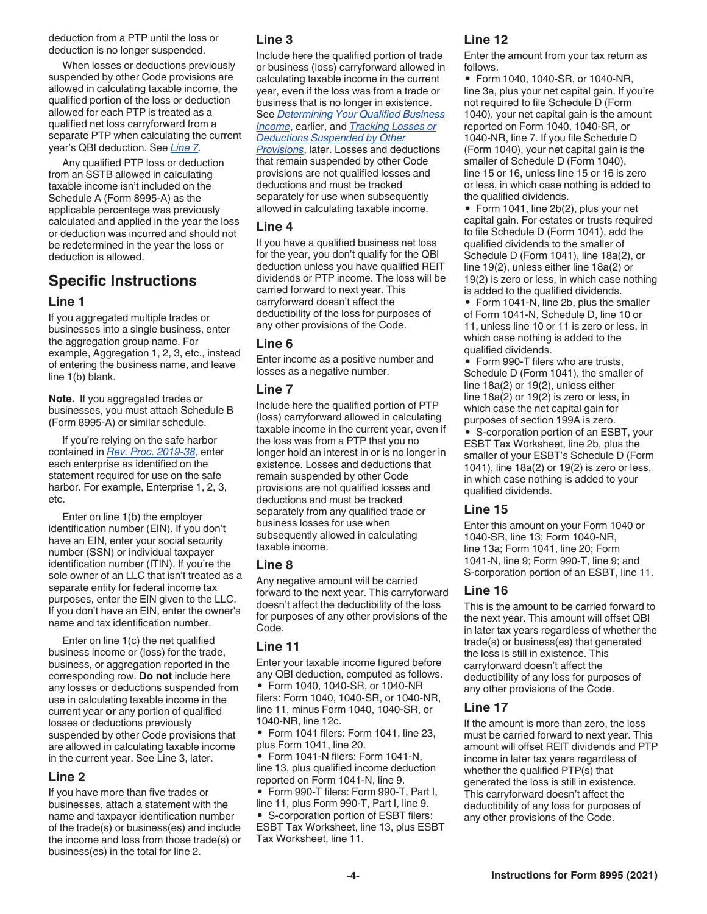deduction from a PTP until the loss or deduction is no longer suspended.

When losses or deductions previously suspended by other Code provisions are allowed in calculating taxable income, the qualified portion of the loss or deduction allowed for each PTP is treated as a qualified net loss carryforward from a separate PTP when calculating the current year's QBI deduction. See *Line 7*.

Any qualified PTP loss or deduction from an SSTB allowed in calculating taxable income isn't included on the Schedule A (Form 8995-A) as the applicable percentage was previously calculated and applied in the year the loss or deduction was incurred and should not be redetermined in the year the loss or deduction is allowed.

## Specific Instructions

### Line 1

If you aggregated multiple trades or businesses into a single business, enter the aggregation group name. For example, Aggregation 1, 2, 3, etc., instead of entering the business name, and leave line 1(b) blank.

**Note.** If you aggregated trades or businesses, you must attach Schedule B (Form 8995-A) or similar schedule.

If you're relying on the safe harbor contained in *Rev. Proc. 2019-38*, enter each enterprise as identified on the statement required for use on the safe harbor. For example, Enterprise 1, 2, 3, etc.

Enter on line 1(b) the employer identification number (EIN). If you don't have an EIN, enter your social security number (SSN) or individual taxpayer identification number (ITIN). If you're the sole owner of an LLC that isn't treated as a separate entity for federal income tax purposes, enter the EIN given to the LLC. If you don't have an EIN, enter the owner's name and tax identification number.

Enter on line 1(c) the net qualified business income or (loss) for the trade, business, or aggregation reported in the corresponding row. **Do not** include here any losses or deductions suspended from use in calculating taxable income in the current year **or** any portion of qualified losses or deductions previously suspended by other Code provisions that are allowed in calculating taxable income in the current year. See Line 3, later.

### Line 2

If you have more than five trades or businesses, attach a statement with the name and taxpayer identification number of the trade(s) or business(es) and include the income and loss from those trade(s) or business(es) in the total for line 2.

### Line 3

Include here the qualified portion of trade or business (loss) carryforward allowed in calculating taxable income in the current year, even if the loss was from a trade or business that is no longer in existence. See *Determining Your Qualified Business Income*, earlier, and *Tracking Losses or Deductions Suspended by Other Provisions*, later. Losses and deductions that remain suspended by other Code provisions are not qualified losses and deductions and must be tracked separately for use when subsequently allowed in calculating taxable income.

### Line 4

If you have a qualified business net loss for the year, you don't qualify for the QBI deduction unless you have qualified REIT dividends or PTP income. The loss will be carried forward to next year. This carryforward doesn't affect the deductibility of the loss for purposes of any other provisions of the Code.

### Line 6

Enter income as a positive number and losses as a negative number.

### Line 7

Include here the qualified portion of PTP (loss) carryforward allowed in calculating taxable income in the current year, even if the loss was from a PTP that you no longer hold an interest in or is no longer in existence. Losses and deductions that remain suspended by other Code provisions are not qualified losses and deductions and must be tracked separately from any qualified trade or business losses for use when subsequently allowed in calculating taxable income.

### Line 8

Any negative amount will be carried forward to the next year. This carryforward doesn't affect the deductibility of the loss for purposes of any other provisions of the Code.

### Line 11

Enter your taxable income figured before any QBI deduction, computed as follows.

- Form 1040, 1040-SR, or 1040-NR filers: Form 1040, 1040-SR, or 1040-NR, line 11, minus Form 1040, 1040-SR, or 1040-NR, line 12c.
- Form 1041 filers: Form 1041, line 23, plus Form 1041, line 20.
- Form 1041-N filers: Form 1041-N, line 13, plus qualified income deduction reported on Form 1041-N, line 9.
- Form 990-T filers: Form 990-T, Part I, line 11, plus Form 990-T, Part I, line 9.
- S-corporation portion of ESBT filers: ESBT Tax Worksheet, line 13, plus ESBT Tax Worksheet, line 11.

### Line 12

Enter the amount from your tax return as follows.

- Form 1040, 1040-SR, or 1040-NR, line 3a, plus your net capital gain. If you're not required to file Schedule D (Form 1040), your net capital gain is the amount reported on Form 1040, 1040-SR, or 1040-NR, line 7. If you file Schedule D (Form 1040), your net capital gain is the smaller of Schedule D (Form 1040), line 15 or 16, unless line 15 or 16 is zero or less, in which case nothing is added to the qualified dividends.
- Form 1041, line 2b(2), plus your net capital gain. For estates or trusts required to file Schedule D (Form 1041), add the qualified dividends to the smaller of Schedule D (Form 1041), line 18a(2), or line 19(2), unless either line 18a(2) or 19(2) is zero or less, in which case nothing is added to the qualified dividends.
- Form 1041-N, line 2b, plus the smaller of Form 1041-N, Schedule D, line 10 or 11, unless line 10 or 11 is zero or less, in which case nothing is added to the qualified dividends.
- Form 990-T filers who are trusts, Schedule D (Form 1041), the smaller of line 18a(2) or 19(2), unless either line 18a(2) or 19(2) is zero or less, in which case the net capital gain for purposes of section 199A is zero.
- S-corporation portion of an ESBT, your ESBT Tax Worksheet, line 2b, plus the smaller of your ESBT's Schedule D (Form 1041), line 18a(2) or 19(2) is zero or less, in which case nothing is added to your qualified dividends.

### Line 15

Enter this amount on your Form 1040 or 1040-SR, line 13; Form 1040-NR, line 13a; Form 1041, line 20; Form 1041-N, line 9; Form 990-T, line 9; and S-corporation portion of an ESBT, line 11.

### Line 16

This is the amount to be carried forward to the next year. This amount will offset QBI in later tax years regardless of whether the trade(s) or business(es) that generated the loss is still in existence. This carryforward doesn't affect the deductibility of any loss for purposes of any other provisions of the Code.

### Line 17

If the amount is more than zero, the loss must be carried forward to next year. This amount will offset REIT dividends and PTP income in later tax years regardless of whether the qualified PTP(s) that generated the loss is still in existence. This carryforward doesn't affect the deductibility of any loss for purposes of any other provisions of the Code.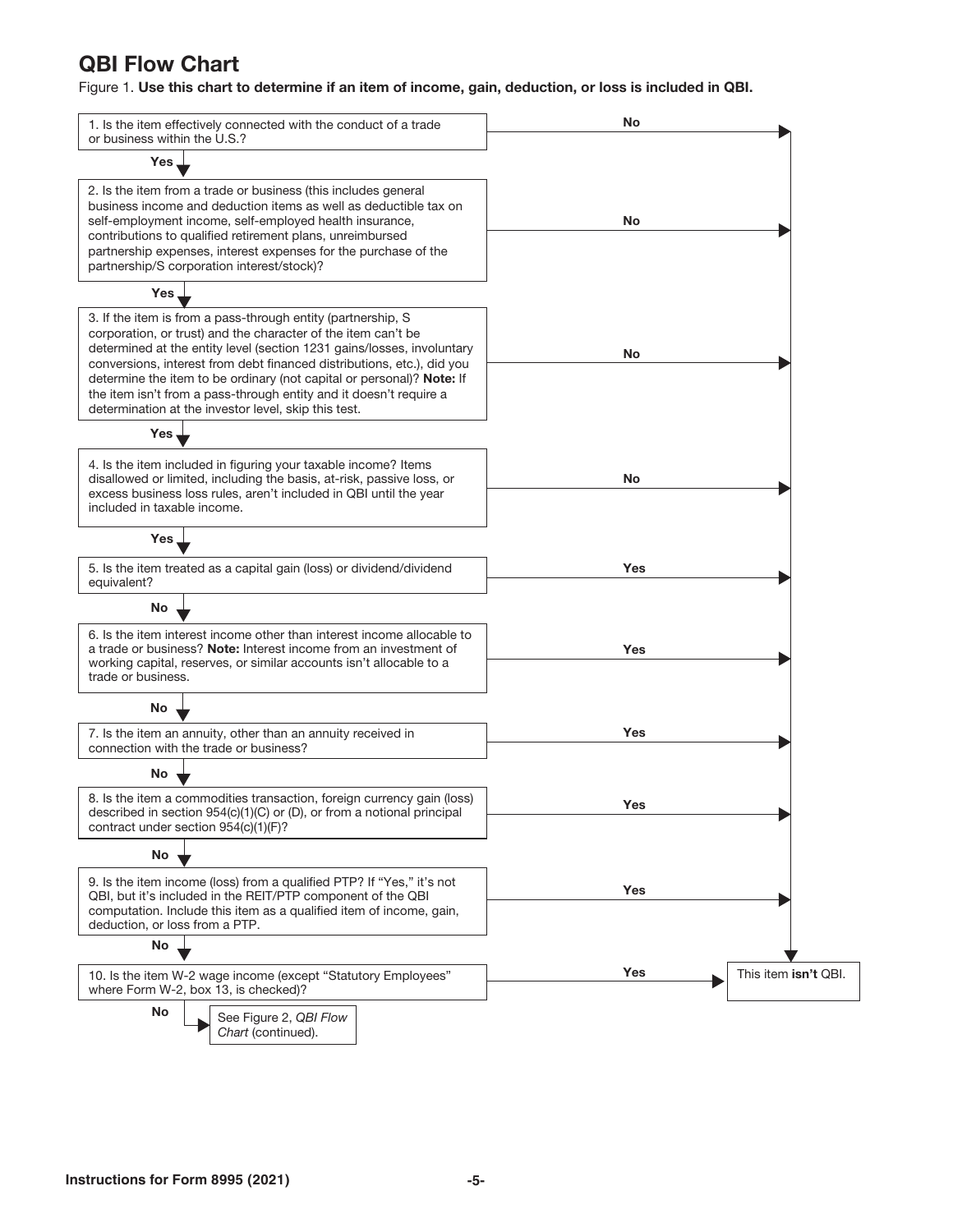## QBI Flow Chart

Figure 1. **Use this chart to determine if an item of income, gain, deduction, or loss is included in QBI.**

1. Is the item effectively connected with the conduct of a trade or business within the U.S.?
   - **No** → This item **isn't** QBI.
   - **Yes** → Go to 2.

2. Is the item from a trade or business (this includes general business income and deduction items as well as deductible tax on self-employment income, self-employed health insurance, contributions to qualified retirement plans, unreimbursed partnership expenses, interest expenses for the purchase of the partnership/S corporation interest/stock)?
   - **No** → This item **isn't** QBI.
   - **Yes** → Go to 3.

3. If the item is from a pass-through entity (partnership, S corporation, or trust) and the character of the item can't be determined at the entity level (section 1231 gains/losses, involuntary conversions, interest from debt financed distributions, etc.), did you determine the item to be ordinary (not capital or personal)? **Note:** If the item isn't from a pass-through entity and it doesn't require a determination at the investor level, skip this test.
   - **No** → This item **isn't** QBI.
   - **Yes** → Go to 4.

4. Is the item included in figuring your taxable income? Items disallowed or limited, including the basis, at-risk, passive loss, or excess business loss rules, aren't included in QBI until the year included in taxable income.
   - **No** → This item **isn't** QBI.
   - **Yes** → Go to 5.

5. Is the item treated as a capital gain (loss) or dividend/dividend equivalent?
   - **Yes** → This item **isn't** QBI.
   - **No** → Go to 6.

6. Is the item interest income other than interest income allocable to a trade or business? **Note:** Interest income from an investment of working capital, reserves, or similar accounts isn't allocable to a trade or business.
   - **Yes** → This item **isn't** QBI.
   - **No** → Go to 7.

7. Is the item an annuity, other than an annuity received in connection with the trade or business?
   - **Yes** → This item **isn't** QBI.
   - **No** → Go to 8.

8. Is the item a commodities transaction, foreign currency gain (loss) described in section 954(c)(1)(C) or (D), or from a notional principal contract under section 954(c)(1)(F)?
   - **Yes** → This item **isn't** QBI.
   - **No** → Go to 9.

9. Is the item income (loss) from a qualified PTP? If "Yes," it's not QBI, but it's included in the REIT/PTP component of the QBI computation. Include this item as a qualified item of income, gain, deduction, or loss from a PTP.
   - **Yes** → This item **isn't** QBI.
   - **No** → Go to 10.

10. Is the item W-2 wage income (except "Statutory Employees" where Form W-2, box 13, is checked)?
    - **Yes** → This item **isn't** QBI.
    - **No** → See Figure 2, *QBI Flow Chart* (continued).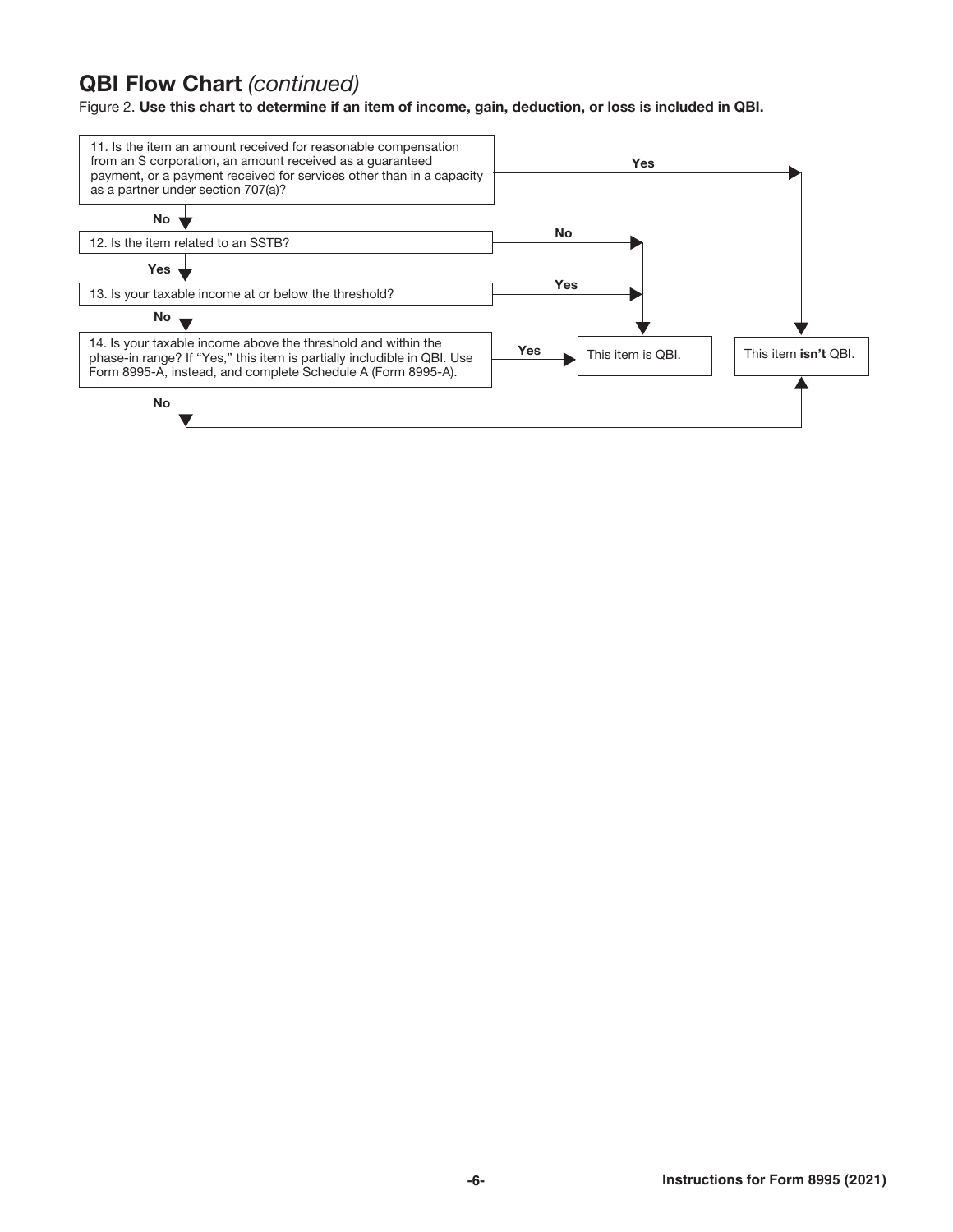## QBI Flow Chart *(continued)*

Figure 2. **Use this chart to determine if an item of income, gain, deduction, or loss is included in QBI.**

11. Is the item an amount received for reasonable compensation from an S corporation, an amount received as a guaranteed payment, or a payment received for services other than in a capacity as a partner under section 707(a)?
    - **Yes** → This item **isn't** QBI.
    - **No** → Go to 12.

12. Is the item related to an SSTB?
    - **No** → This item is QBI.
    - **Yes** → Go to 13.

13. Is your taxable income at or below the threshold?
    - **Yes** → This item is QBI.
    - **No** → Go to 14.

14. Is your taxable income above the threshold and within the phase-in range? If "Yes," this item is partially includible in QBI. Use Form 8995-A, instead, and complete Schedule A (Form 8995-A).
    - **Yes** → This item is QBI.
    - **No** → This item **isn't** QBI.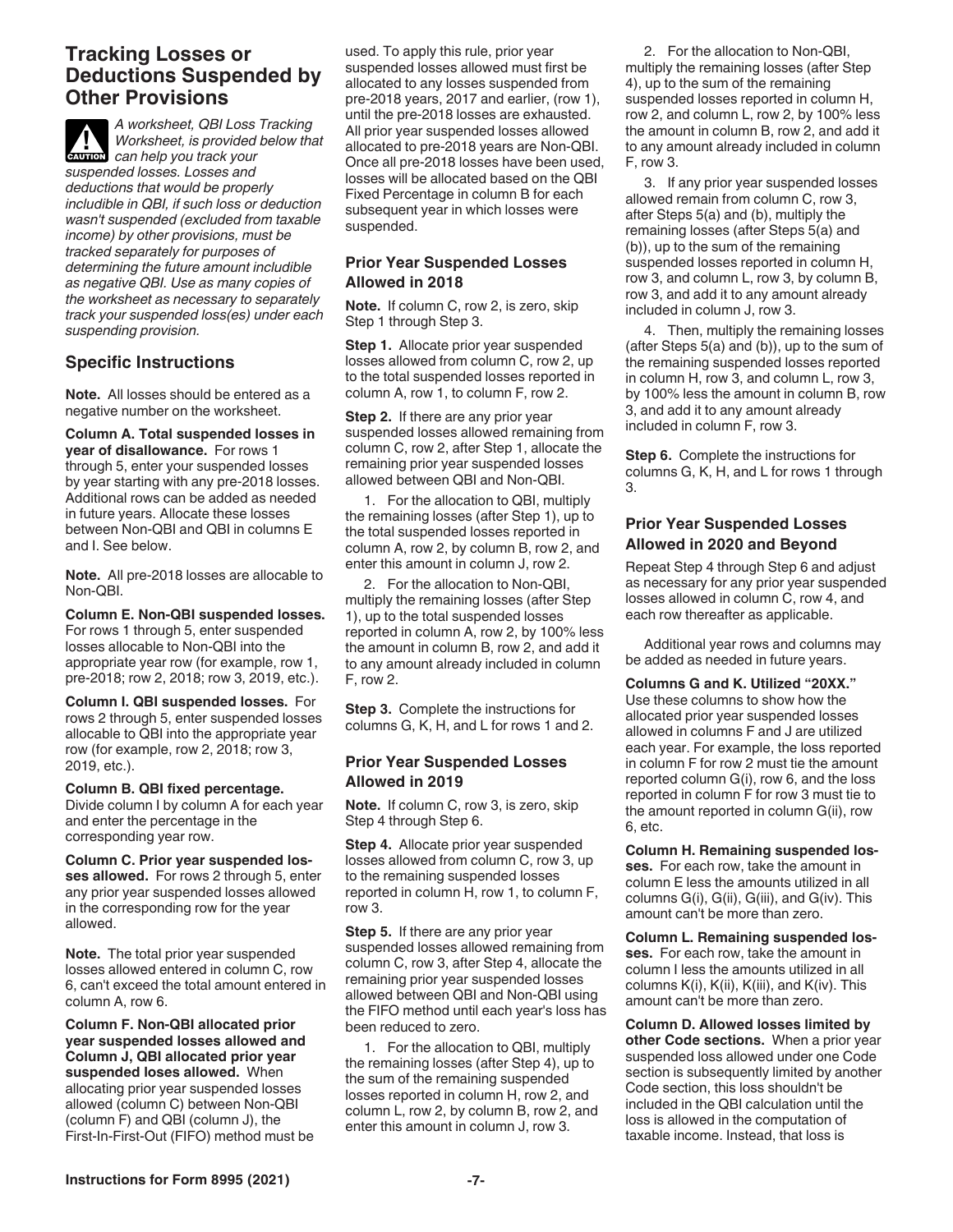## Tracking Losses or Deductions Suspended by Other Provisions

**CAUTION:** *A worksheet, QBI Loss Tracking Worksheet, is provided below that can help you track your suspended losses. Losses and deductions that would be properly includible in QBI, if such loss or deduction wasn't suspended (excluded from taxable income) by other provisions, must be tracked separately for purposes of determining the future amount includible as negative QBI. Use as many copies of the worksheet as necessary to separately track your suspended loss(es) under each suspending provision.*

### Specific Instructions

**Note.** All losses should be entered as a negative number on the worksheet.

**Column A. Total suspended losses in year of disallowance.** For rows 1 through 5, enter your suspended losses by year starting with any pre-2018 losses. Additional rows can be added as needed in future years. Allocate these losses between Non-QBI and QBI in columns E and I. See below.

**Note.** All pre-2018 losses are allocable to Non-QBI.

**Column E. Non-QBI suspended losses.** For rows 1 through 5, enter suspended losses allocable to Non-QBI into the appropriate year row (for example, row 1, pre-2018; row 2, 2018; row 3, 2019, etc.).

**Column I. QBI suspended losses.** For rows 2 through 5, enter suspended losses allocable to QBI into the appropriate year row (for example, row 2, 2018; row 3, 2019, etc.).

**Column B. QBI fixed percentage.** Divide column I by column A for each year and enter the percentage in the corresponding year row.

**Column C. Prior year suspended losses allowed.** For rows 2 through 5, enter any prior year suspended losses allowed in the corresponding row for the year allowed.

**Note.** The total prior year suspended losses allowed entered in column C, row 6, can't exceed the total amount entered in column A, row 6.

**Column F. Non-QBI allocated prior year suspended losses allowed and Column J, QBI allocated prior year suspended loses allowed.** When allocating prior year suspended losses allowed (column C) between Non-QBI (column F) and QBI (column J), the First-In-First-Out (FIFO) method must be used. To apply this rule, prior year suspended losses allowed must first be allocated to any losses suspended from pre-2018 years, 2017 and earlier, (row 1), until the pre-2018 losses are exhausted. All prior year suspended losses allowed allocated to pre-2018 years are Non-QBI. Once all pre-2018 losses have been used, losses will be allocated based on the QBI Fixed Percentage in column B for each subsequent year in which losses were suspended.

### Prior Year Suspended Losses Allowed in 2018

**Note.** If column C, row 2, is zero, skip Step 1 through Step 3.

**Step 1.** Allocate prior year suspended losses allowed from column C, row 2, up to the total suspended losses reported in column A, row 1, to column F, row 2.

**Step 2.** If there are any prior year suspended losses allowed remaining from column C, row 2, after Step 1, allocate the remaining prior year suspended losses allowed between QBI and Non-QBI.

1. For the allocation to QBI, multiply the remaining losses (after Step 1), up to the total suspended losses reported in column A, row 2, by column B, row 2, and enter this amount in column J, row 2.
2. For the allocation to Non-QBI, multiply the remaining losses (after Step 1), up to the total suspended losses reported in column A, row 2, by 100% less the amount in column B, row 2, and add it to any amount already included in column F, row 2.

**Step 3.** Complete the instructions for columns G, K, H, and L for rows 1 and 2.

### Prior Year Suspended Losses Allowed in 2019

**Note.** If column C, row 3, is zero, skip Step 4 through Step 6.

**Step 4.** Allocate prior year suspended losses allowed from column C, row 3, up to the remaining suspended losses reported in column H, row 1, to column F, row 3.

**Step 5.** If there are any prior year suspended losses allowed remaining from column C, row 3, after Step 4, allocate the remaining prior year suspended losses allowed between QBI and Non-QBI using the FIFO method until each year's loss has been reduced to zero.

1. For the allocation to QBI, multiply the remaining losses (after Step 4), up to the sum of the remaining suspended losses reported in column H, row 2, and column L, row 2, by column B, row 2, and enter this amount in column J, row 3.
2. For the allocation to Non-QBI, multiply the remaining losses (after Step 4), up to the sum of the remaining suspended losses reported in column H, row 2, and column L, row 2, by 100% less the amount in column B, row 2, and add it to any amount already included in column F, row 3.
3. If any prior year suspended losses allowed remain from column C, row 3, after Steps 5(a) and (b), multiply the remaining losses (after Steps 5(a) and (b)), up to the sum of the remaining suspended losses reported in column H, row 3, and column L, row 3, by column B, row 3, and add it to any amount already included in column J, row 3.
4. Then, multiply the remaining losses (after Steps 5(a) and (b)), up to the sum of the remaining suspended losses reported in column H, row 3, and column L, row 3, by 100% less the amount in column B, row 3, and add it to any amount already included in column F, row 3.

**Step 6.** Complete the instructions for columns G, K, H, and L for rows 1 through 3.

### Prior Year Suspended Losses Allowed in 2020 and Beyond

Repeat Step 4 through Step 6 and adjust as necessary for any prior year suspended losses allowed in column C, row 4, and each row thereafter as applicable.

Additional year rows and columns may be added as needed in future years.

**Columns G and K. Utilized "20XX."** Use these columns to show how the allocated prior year suspended losses allowed in columns F and J are utilized each year. For example, the loss reported in column F for row 2 must tie the amount reported column G(i), row 6, and the loss reported in column F for row 3 must tie to the amount reported in column G(ii), row 6, etc.

**Column H. Remaining suspended losses.** For each row, take the amount in column E less the amounts utilized in all columns G(i), G(ii), G(iii), and G(iv). This amount can't be more than zero.

**Column L. Remaining suspended losses.** For each row, take the amount in column I less the amounts utilized in all columns K(i), K(ii), K(iii), and K(iv). This amount can't be more than zero.

**Column D. Allowed losses limited by other Code sections.** When a prior year suspended loss allowed under one Code section is subsequently limited by another Code section, this loss shouldn't be included in the QBI calculation until the loss is allowed in the computation of taxable income. Instead, that loss is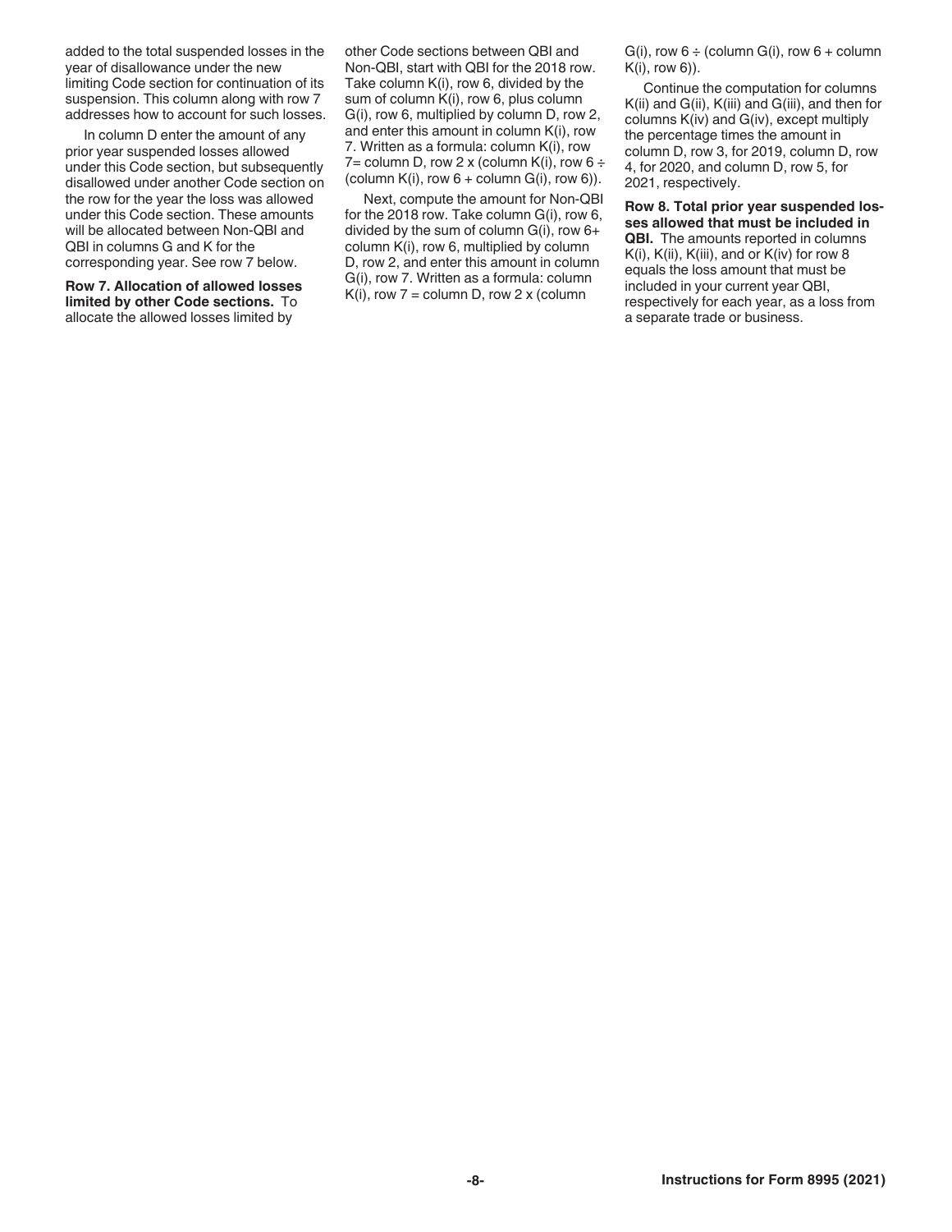added to the total suspended losses in the year of disallowance under the new limiting Code section for continuation of its suspension. This column along with row 7 addresses how to account for such losses.

In column D enter the amount of any prior year suspended losses allowed under this Code section, but subsequently disallowed under another Code section on the row for the year the loss was allowed under this Code section. These amounts will be allocated between Non-QBI and QBI in columns G and K for the corresponding year. See row 7 below.

**Row 7. Allocation of allowed losses limited by other Code sections.** To allocate the allowed losses limited by other Code sections between QBI and Non-QBI, start with QBI for the 2018 row. Take column K(i), row 6, divided by the sum of column K(i), row 6, plus column G(i), row 6, multiplied by column D, row 2, and enter this amount in column K(i), row 7. Written as a formula: column K(i), row 7= column D, row 2 x (column K(i), row 6 ÷ (column K(i), row 6 + column G(i), row 6)).

Next, compute the amount for Non-QBI for the 2018 row. Take column G(i), row 6, divided by the sum of column G(i), row 6+ column K(i), row 6, multiplied by column D, row 2, and enter this amount in column G(i), row 7. Written as a formula: column K(i), row 7 = column D, row 2 x (column G(i), row 6 ÷ (column G(i), row 6 + column K(i), row 6)).

Continue the computation for columns K(ii) and G(ii), K(iii) and G(iii), and then for columns K(iv) and G(iv), except multiply the percentage times the amount in column D, row 3, for 2019, column D, row 4, for 2020, and column D, row 5, for 2021, respectively.

**Row 8. Total prior year suspended losses allowed that must be included in QBI.** The amounts reported in columns K(i), K(ii), K(iii), and or K(iv) for row 8 equals the loss amount that must be included in your current year QBI, respectively for each year, as a loss from a separate trade or business.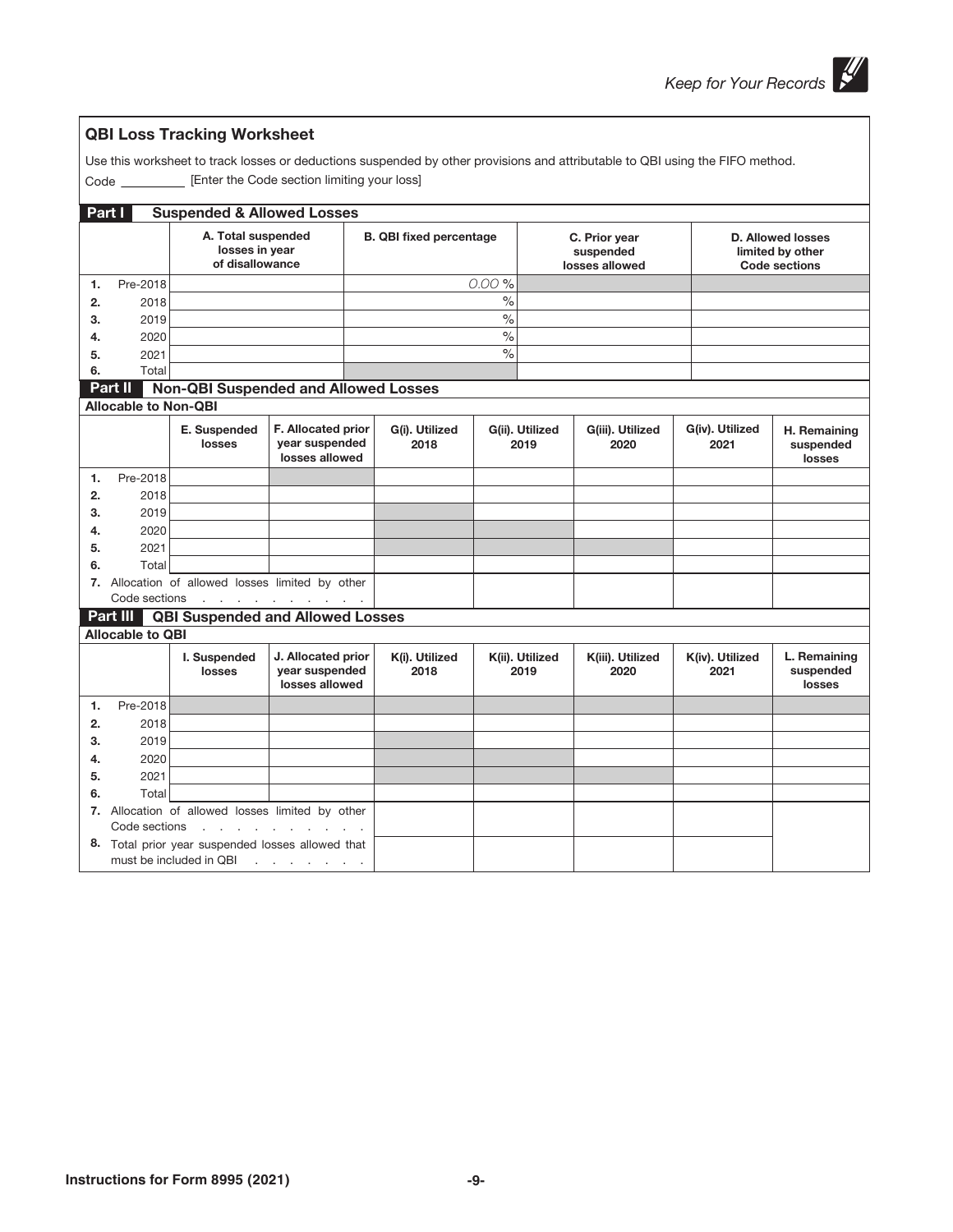Keep for Your Records

## QBI Loss Tracking Worksheet

Use this worksheet to track losses or deductions suspended by other provisions and attributable to QBI using the FIFO method.

Code __________ [Enter the Code section limiting your loss]

### Part I Suspended & Allowed Losses

| | | A. Total suspended losses in year of disallowance | B. QBI fixed percentage | C. Prior year suspended losses allowed | D. Allowed losses limited by other Code sections |
|---|---|---|---|---|---|
| 1. | Pre-2018 | | 0.00 % | | |
| 2. | 2018 | | % | | |
| 3. | 2019 | | % | | |
| 4. | 2020 | | % | | |
| 5. | 2021 | | % | | |
| 6. | Total | | | | |

### Part II Non-QBI Suspended and Allowed Losses

**Allocable to Non-QBI**

| | | E. Suspended losses | F. Allocated prior year suspended losses allowed | G(i). Utilized 2018 | G(ii). Utilized 2019 | G(iii). Utilized 2020 | G(iv). Utilized 2021 | H. Remaining suspended losses |
|---|---|---|---|---|---|---|---|---|
| 1. | Pre-2018 | | | | | | | |
| 2. | 2018 | | | | | | | |
| 3. | 2019 | | | | | | | |
| 4. | 2020 | | | | | | | |
| 5. | 2021 | | | | | | | |
| 6. | Total | | | | | | | |
| 7. | Allocation of allowed losses limited by other Code sections | | | | | | | |

### Part III QBI Suspended and Allowed Losses

**Allocable to QBI**

| | | I. Suspended losses | J. Allocated prior year suspended losses allowed | K(i). Utilized 2018 | K(ii). Utilized 2019 | K(iii). Utilized 2020 | K(iv). Utilized 2021 | L. Remaining suspended losses |
|---|---|---|---|---|---|---|---|---|
| 1. | Pre-2018 | | | | | | | |
| 2. | 2018 | | | | | | | |
| 3. | 2019 | | | | | | | |
| 4. | 2020 | | | | | | | |
| 5. | 2021 | | | | | | | |
| 6. | Total | | | | | | | |
| 7. | Allocation of allowed losses limited by other Code sections | | | | | | | |
| 8. | Total prior year suspended losses allowed that must be included in QBI | | | | | | | |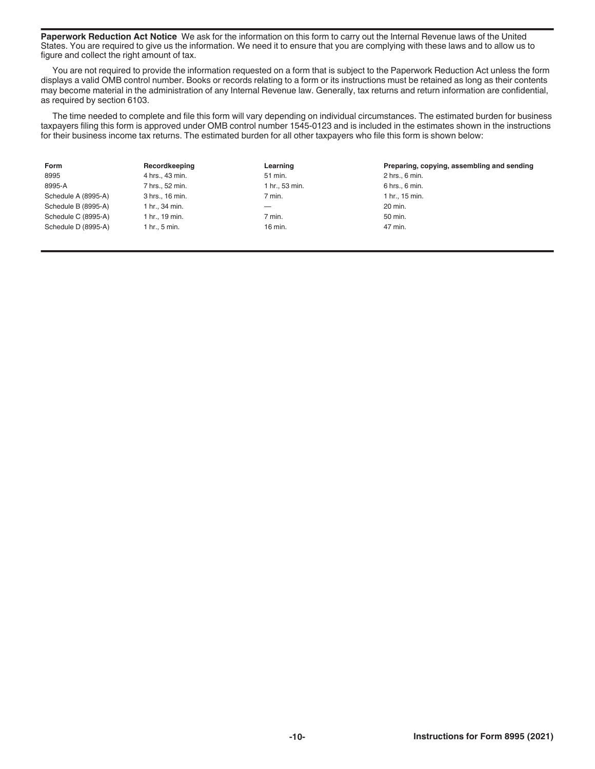**Paperwork Reduction Act Notice** We ask for the information on this form to carry out the Internal Revenue laws of the United States. You are required to give us the information. We need it to ensure that you are complying with these laws and to allow us to figure and collect the right amount of tax.

You are not required to provide the information requested on a form that is subject to the Paperwork Reduction Act unless the form displays a valid OMB control number. Books or records relating to a form or its instructions must be retained as long as their contents may become material in the administration of any Internal Revenue law. Generally, tax returns and return information are confidential, as required by section 6103.

The time needed to complete and file this form will vary depending on individual circumstances. The estimated burden for business taxpayers filing this form is approved under OMB control number 1545-0123 and is included in the estimates shown in the instructions for their business income tax returns. The estimated burden for all other taxpayers who file this form is shown below:

| Form | Recordkeeping | Learning | Preparing, copying, assembling and sending |
|---|---|---|---|
| 8995 | 4 hrs., 43 min. | 51 min. | 2 hrs., 6 min. |
| 8995-A | 7 hrs., 52 min. | 1 hr., 53 min. | 6 hrs., 6 min. |
| Schedule A (8995-A) | 3 hrs., 16 min. | 7 min. | 1 hr., 15 min. |
| Schedule B (8995-A) | 1 hr., 34 min. | — | 20 min. |
| Schedule C (8995-A) | 1 hr., 19 min. | 7 min. | 50 min. |
| Schedule D (8995-A) | 1 hr., 5 min. | 16 min. | 47 min. |